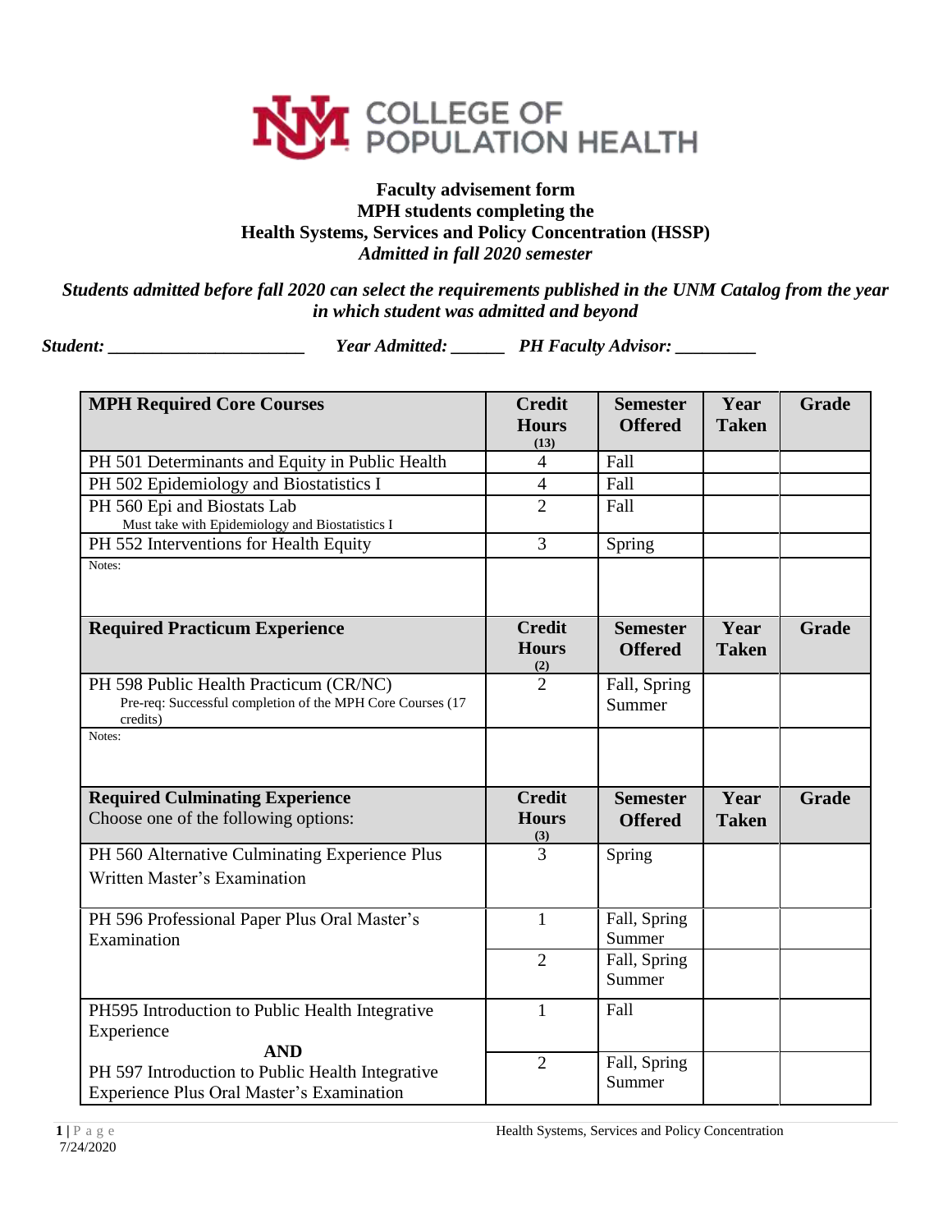# COLLEGE OF POPULATION HEALTH

**Faculty advisement form**
**MPH students completing the**
**Health Systems, Services and Policy Concentration (HSSP)**
***Admitted in fall 2020 semester***

***Students admitted before fall 2020 can select the requirements published in the UNM Catalog from the year in which student was admitted and beyond***

***Student: ______________________ Year Admitted: ______ PH Faculty Advisor: _________***

| MPH Required Core Courses | Credit Hours (13) | Semester Offered | Year Taken | Grade |
|---|---|---|---|---|
| PH 501 Determinants and Equity in Public Health | 4 | Fall | | |
| PH 502 Epidemiology and Biostatistics I | 4 | Fall | | |
| PH 560 Epi and Biostats Lab<br>Must take with Epidemiology and Biostatistics I | 2 | Fall | | |
| PH 552 Interventions for Health Equity | 3 | Spring | | |
| Notes: | | | | |

| Required Practicum Experience | Credit Hours (2) | Semester Offered | Year Taken | Grade |
|---|---|---|---|---|
| PH 598 Public Health Practicum (CR/NC)<br>Pre-req: Successful completion of the MPH Core Courses (17 credits) | 2 | Fall, Spring Summer | | |
| Notes: | | | | |

| Required Culminating Experience<br>Choose one of the following options: | Credit Hours (3) | Semester Offered | Year Taken | Grade |
|---|---|---|---|---|
| PH 560 Alternative Culminating Experience Plus Written Master's Examination | 3 | Spring | | |
| PH 596 Professional Paper Plus Oral Master's Examination | 1 | Fall, Spring Summer | | |
| | 2 | Fall, Spring Summer | | |
| PH595 Introduction to Public Health Integrative Experience | 1 | Fall | | |
| **AND**<br>PH 597 Introduction to Public Health Integrative Experience Plus Oral Master's Examination | 2 | Fall, Spring Summer | | |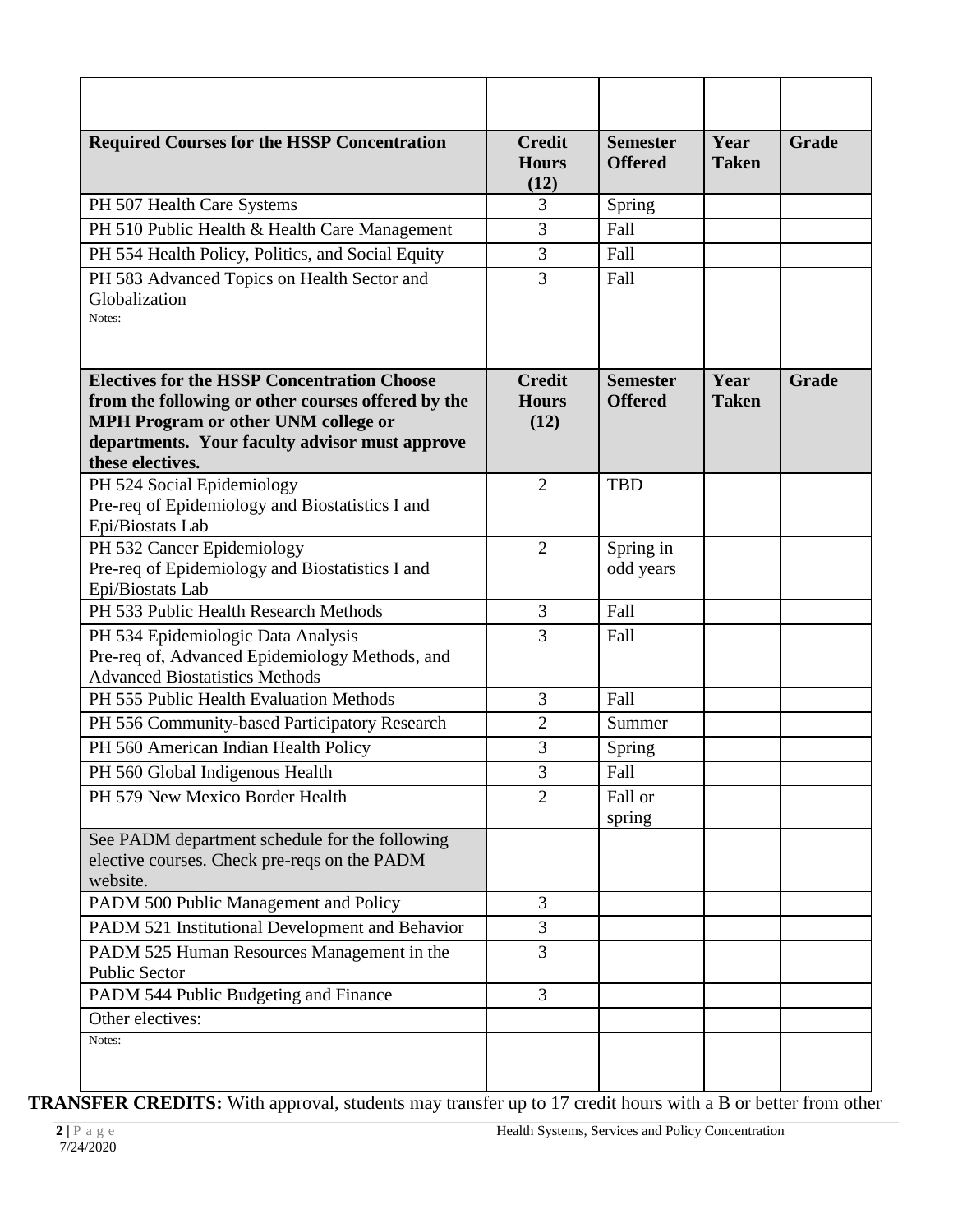| | | | | |
|---|---|---|---|---|
| **Required Courses for the HSSP Concentration** | **Credit Hours (12)** | **Semester Offered** | **Year Taken** | **Grade** |
| PH 507 Health Care Systems | 3 | Spring | | |
| PH 510 Public Health & Health Care Management | 3 | Fall | | |
| PH 554 Health Policy, Politics, and Social Equity | 3 | Fall | | |
| PH 583 Advanced Topics on Health Sector and Globalization | 3 | Fall | | |
| Notes: | | | | |
| **Electives for the HSSP Concentration Choose from the following or other courses offered by the MPH Program or other UNM college or departments. Your faculty advisor must approve these electives.** | **Credit Hours (12)** | **Semester Offered** | **Year Taken** | **Grade** |
| PH 524 Social Epidemiology<br>Pre-req of Epidemiology and Biostatistics I and Epi/Biostats Lab | 2 | TBD | | |
| PH 532 Cancer Epidemiology<br>Pre-req of Epidemiology and Biostatistics I and Epi/Biostats Lab | 2 | Spring in odd years | | |
| PH 533 Public Health Research Methods | 3 | Fall | | |
| PH 534 Epidemiologic Data Analysis<br>Pre-req of, Advanced Epidemiology Methods, and Advanced Biostatistics Methods | 3 | Fall | | |
| PH 555 Public Health Evaluation Methods | 3 | Fall | | |
| PH 556 Community-based Participatory Research | 2 | Summer | | |
| PH 560 American Indian Health Policy | 3 | Spring | | |
| PH 560 Global Indigenous Health | 3 | Fall | | |
| PH 579 New Mexico Border Health | 2 | Fall or spring | | |
| See PADM department schedule for the following elective courses. Check pre-reqs on the PADM website. | | | | |
| PADM 500 Public Management and Policy | 3 | | | |
| PADM 521 Institutional Development and Behavior | 3 | | | |
| PADM 525 Human Resources Management in the Public Sector | 3 | | | |
| PADM 544 Public Budgeting and Finance | 3 | | | |
| Other electives: | | | | |
| Notes: | | | | |

**TRANSFER CREDITS:** With approval, students may transfer up to 17 credit hours with a B or better from other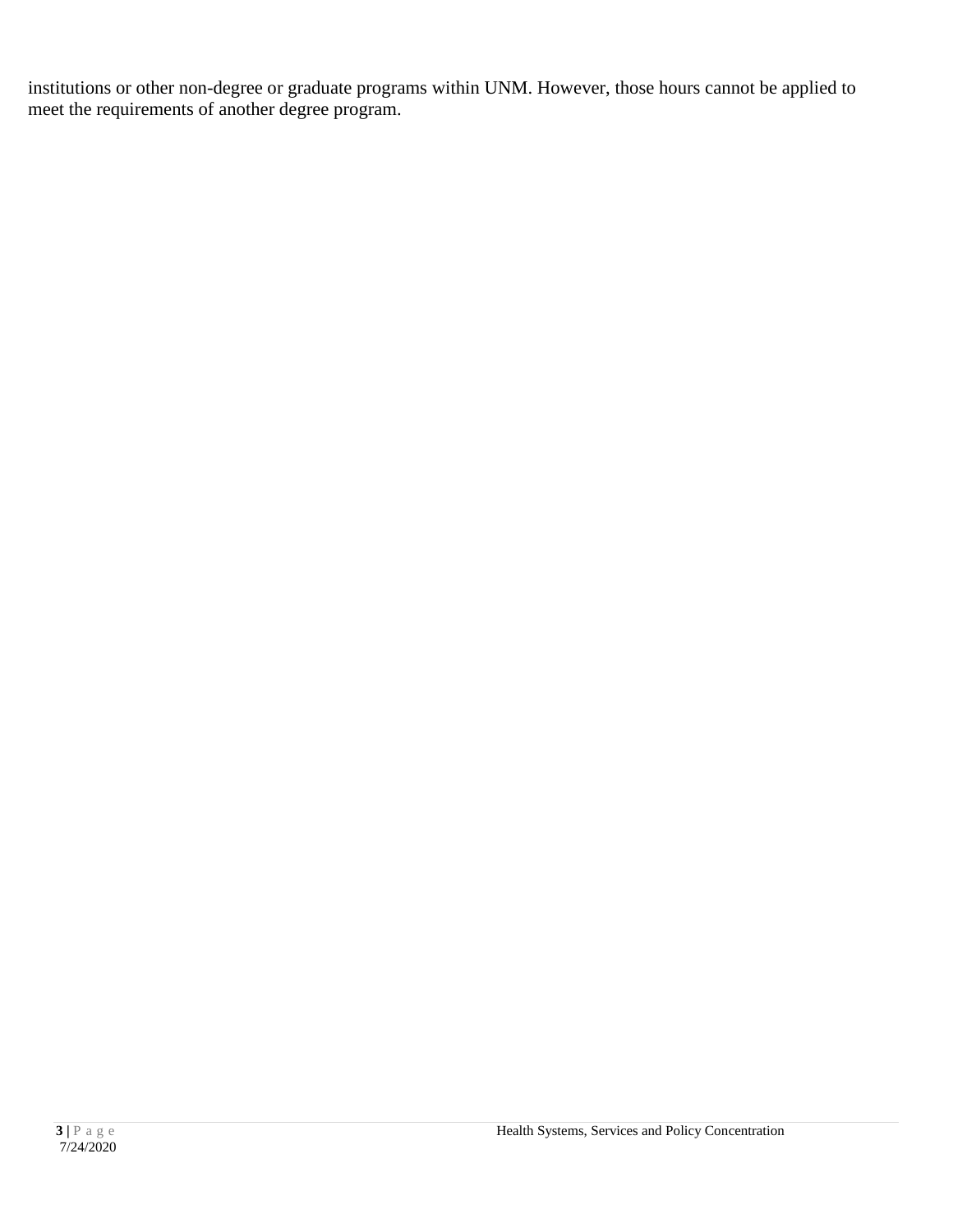institutions or other non-degree or graduate programs within UNM. However, those hours cannot be applied to meet the requirements of another degree program.